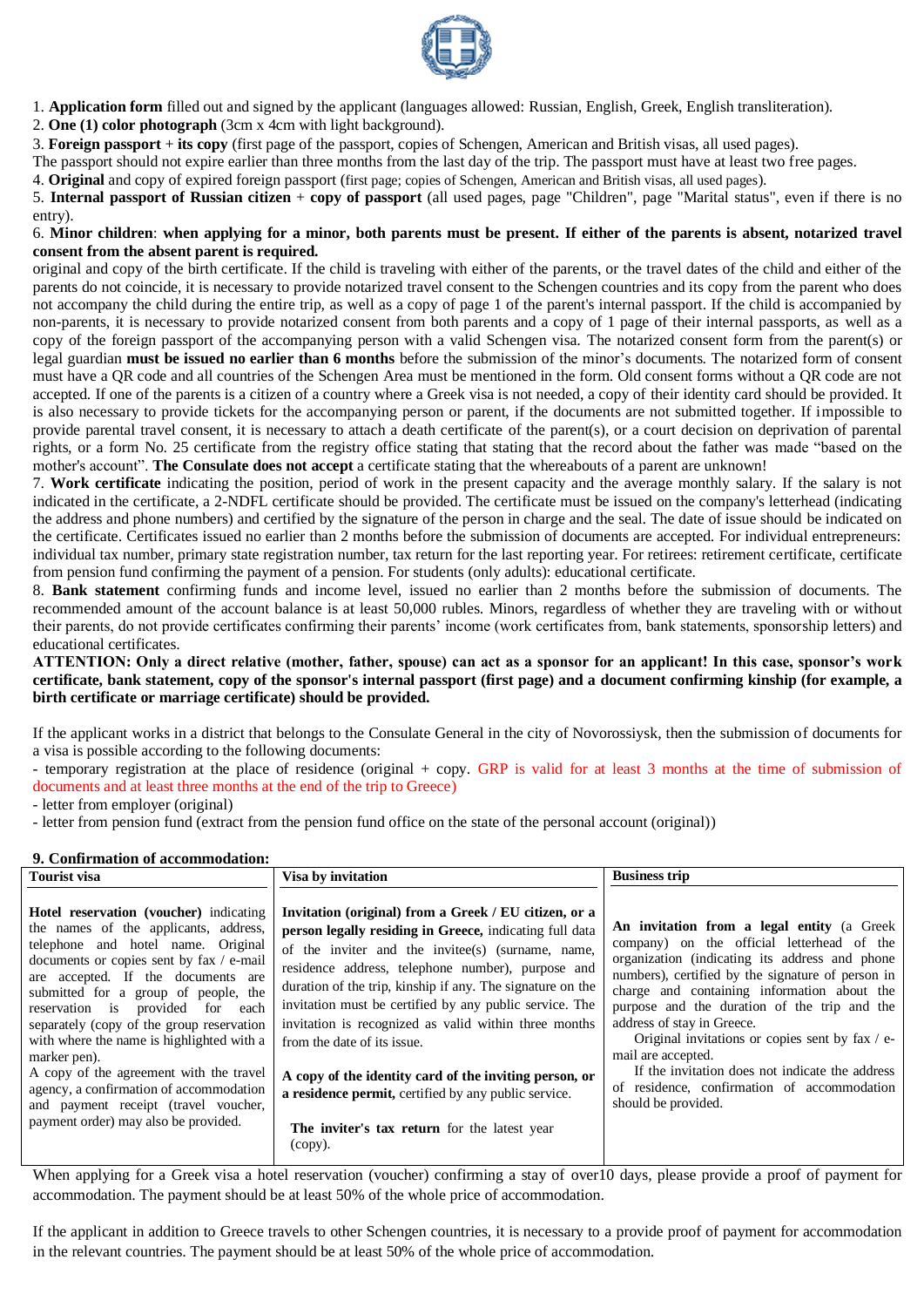1. **Application form** filled out and signed by the applicant (languages allowed: Russian, English, Greek, English transliteration).
2. **One (1) color photograph** (3cm x 4cm with light background).
3. **Foreign passport** + **its copy** (first page of the passport, copies of Schengen, American and British visas, all used pages).
The passport should not expire earlier than three months from the last day of the trip. The passport must have at least two free pages.
4. **Original** and copy of expired foreign passport (first page; copies of Schengen, American and British visas, all used pages).
5. **Internal passport of Russian citizen** + **copy of passport** (all used pages, page "Children", page "Marital status", even if there is no entry).
6. **Minor children**: **when applying for a minor, both parents must be present. If either of the parents is absent, notarized travel consent from the absent parent is required.**
original and copy of the birth certificate. If the child is traveling with either of the parents, or the travel dates of the child and either of the parents do not coincide, it is necessary to provide notarized travel consent to the Schengen countries and its copy from the parent who does not accompany the child during the entire trip, as well as a copy of page 1 of the parent's internal passport. If the child is accompanied by non-parents, it is necessary to provide notarized consent from both parents and a copy of 1 page of their internal passports, as well as a copy of the foreign passport of the accompanying person with a valid Schengen visa. The notarized consent form from the parent(s) or legal guardian **must be issued no earlier than 6 months** before the submission of the minor's documents. The notarized form of consent must have a QR code and all countries of the Schengen Area must be mentioned in the form. Old consent forms without a QR code are not accepted. If one of the parents is a citizen of a country where a Greek visa is not needed, a copy of their identity card should be provided. It is also necessary to provide tickets for the accompanying person or parent, if the documents are not submitted together. If impossible to provide parental travel consent, it is necessary to attach a death certificate of the parent(s), or a court decision on deprivation of parental rights, or a form No. 25 certificate from the registry office stating that stating that the record about the father was made "based on the mother's account". **The Consulate does not accept** a certificate stating that the whereabouts of a parent are unknown!
7. **Work certificate** indicating the position, period of work in the present capacity and the average monthly salary. If the salary is not indicated in the certificate, a 2-NDFL certificate should be provided. The certificate must be issued on the company's letterhead (indicating the address and phone numbers) and certified by the signature of the person in charge and the seal. The date of issue should be indicated on the certificate. Certificates issued no earlier than 2 months before the submission of documents are accepted. For individual entrepreneurs: individual tax number, primary state registration number, tax return for the last reporting year. For retirees: retirement certificate, certificate from pension fund confirming the payment of a pension. For students (only adults): educational certificate.
8. **Bank statement** confirming funds and income level, issued no earlier than 2 months before the submission of documents. The recommended amount of the account balance is at least 50,000 rubles. Minors, regardless of whether they are traveling with or without their parents, do not provide certificates confirming their parents' income (work certificates from, bank statements, sponsorship letters) and educational certificates.

**ATTENTION: Only a direct relative (mother, father, spouse) can act as a sponsor for an applicant! In this case, sponsor's work certificate, bank statement, copy of the sponsor's internal passport (first page) and a document confirming kinship (for example, a birth certificate or marriage certificate) should be provided.**

If the applicant works in a district that belongs to the Consulate General in the city of Novorossiysk, then the submission of documents for a visa is possible according to the following documents:
- temporary registration at the place of residence (original + copy. GRP is valid for at least 3 months at the time of submission of documents and at least three months at the end of the trip to Greece)
- letter from employer (original)
- letter from pension fund (extract from the pension fund office on the state of the personal account (original))

**9. Confirmation of accommodation:**

| Tourist visa | Visa by invitation | Business trip |
|---|---|---|
| **Hotel reservation (voucher)** indicating the names of the applicants, address, telephone and hotel name. Original documents or copies sent by fax / e-mail are accepted. If the documents are submitted for a group of people, the reservation is provided for each separately (copy of the group reservation with where the name is highlighted with a marker pen).<br>A copy of the agreement with the travel agency, a confirmation of accommodation and payment receipt (travel voucher, payment order) may also be provided. | **Invitation (original) from a Greek / EU citizen, or a person legally residing in Greece,** indicating full data of the inviter and the invitee(s) (surname, name, residence address, telephone number), purpose and duration of the trip, kinship if any. The signature on the invitation must be certified by any public service. The invitation is recognized as valid within three months from the date of its issue.<br><br>**A copy of the identity card of the inviting person, or a residence permit,** certified by any public service.<br><br>**The inviter's tax return** for the latest year (copy). | **An invitation from a legal entity** (a Greek company) on the official letterhead of the organization (indicating its address and phone numbers), certified by the signature of person in charge and containing information about the purpose and the duration of the trip and the address of stay in Greece.<br>Original invitations or copies sent by fax / e-mail are accepted.<br>If the invitation does not indicate the address of residence, confirmation of accommodation should be provided. |

When applying for a Greek visa a hotel reservation (voucher) confirming a stay of over10 days, please provide a proof of payment for accommodation. The payment should be at least 50% of the whole price of accommodation.

If the applicant in addition to Greece travels to other Schengen countries, it is necessary to a provide proof of payment for accommodation in the relevant countries. The payment should be at least 50% of the whole price of accommodation.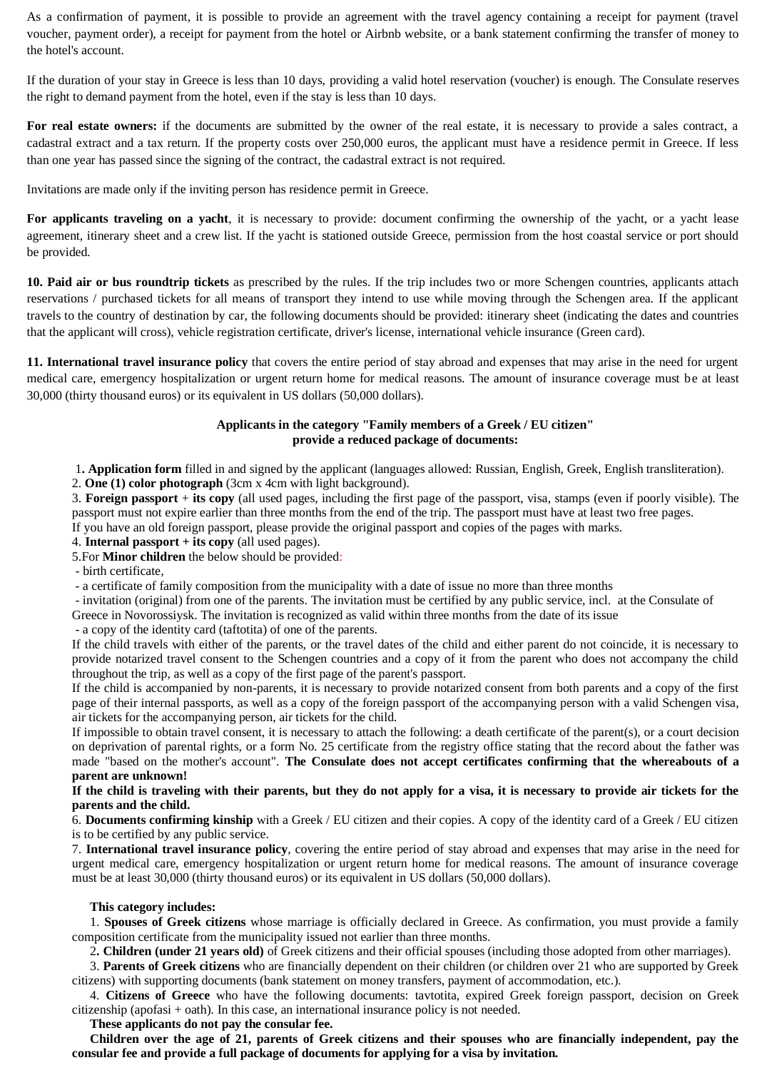As a confirmation of payment, it is possible to provide an agreement with the travel agency containing a receipt for payment (travel voucher, payment order), a receipt for payment from the hotel or Airbnb website, or a bank statement confirming the transfer of money to the hotel's account.

If the duration of your stay in Greece is less than 10 days, providing a valid hotel reservation (voucher) is enough. The Consulate reserves the right to demand payment from the hotel, even if the stay is less than 10 days.

**For real estate owners:** if the documents are submitted by the owner of the real estate, it is necessary to provide a sales contract, a cadastral extract and a tax return. If the property costs over 250,000 euros, the applicant must have a residence permit in Greece. If less than one year has passed since the signing of the contract, the cadastral extract is not required.

Invitations are made only if the inviting person has residence permit in Greece.

**For applicants traveling on a yacht**, it is necessary to provide: document confirming the ownership of the yacht, or a yacht lease agreement, itinerary sheet and a crew list. If the yacht is stationed outside Greece, permission from the host coastal service or port should be provided.

**10. Paid air or bus roundtrip tickets** as prescribed by the rules. If the trip includes two or more Schengen countries, applicants attach reservations / purchased tickets for all means of transport they intend to use while moving through the Schengen area. If the applicant travels to the country of destination by car, the following documents should be provided: itinerary sheet (indicating the dates and countries that the applicant will cross), vehicle registration certificate, driver's license, international vehicle insurance (Green card).

**11. International travel insurance policy** that covers the entire period of stay abroad and expenses that may arise in the need for urgent medical care, emergency hospitalization or urgent return home for medical reasons. The amount of insurance coverage must be at least 30,000 (thirty thousand euros) or its equivalent in US dollars (50,000 dollars).

**Applicants in the category "Family members of a Greek / EU citizen" provide a reduced package of documents:**

1. **Application form** filled in and signed by the applicant (languages allowed: Russian, English, Greek, English transliteration).
2. **One (1) color photograph** (3cm x 4cm with light background).
3. **Foreign passport + its copy** (all used pages, including the first page of the passport, visa, stamps (even if poorly visible). The passport must not expire earlier than three months from the end of the trip. The passport must have at least two free pages.
If you have an old foreign passport, please provide the original passport and copies of the pages with marks.
4. **Internal passport + its copy** (all used pages).
5. For **Minor children** the below should be provided:
 - birth certificate,
 - a certificate of family composition from the municipality with a date of issue no more than three months
 - invitation (original) from one of the parents. The invitation must be certified by any public service, incl. at the Consulate of Greece in Novorossiysk. The invitation is recognized as valid within three months from the date of its issue
 - a copy of the identity card (taftotita) of one of the parents.
If the child travels with either of the parents, or the travel dates of the child and either parent do not coincide, it is necessary to provide notarized travel consent to the Schengen countries and a copy of it from the parent who does not accompany the child throughout the trip, as well as a copy of the first page of the parent's passport.
If the child is accompanied by non-parents, it is necessary to provide notarized consent from both parents and a copy of the first page of their internal passports, as well as a copy of the foreign passport of the accompanying person with a valid Schengen visa, air tickets for the accompanying person, air tickets for the child.
If impossible to obtain travel consent, it is necessary to attach the following: a death certificate of the parent(s), or a court decision on deprivation of parental rights, or a form No. 25 certificate from the registry office stating that the record about the father was made "based on the mother's account". **The Consulate does not accept certificates confirming that the whereabouts of a parent are unknown!**
**If the child is traveling with their parents, but they do not apply for a visa, it is necessary to provide air tickets for the parents and the child.**
6. **Documents confirming kinship** with a Greek / EU citizen and their copies. A copy of the identity card of a Greek / EU citizen is to be certified by any public service.
7. **International travel insurance policy**, covering the entire period of stay abroad and expenses that may arise in the need for urgent medical care, emergency hospitalization or urgent return home for medical reasons. The amount of insurance coverage must be at least 30,000 (thirty thousand euros) or its equivalent in US dollars (50,000 dollars).

**This category includes:**

1. **Spouses of Greek citizens** whose marriage is officially declared in Greece. As confirmation, you must provide a family composition certificate from the municipality issued not earlier than three months.
2. **Children (under 21 years old)** of Greek citizens and their official spouses (including those adopted from other marriages).
3. **Parents of Greek citizens** who are financially dependent on their children (or children over 21 who are supported by Greek citizens) with supporting documents (bank statement on money transfers, payment of accommodation, etc.).
4. **Citizens of Greece** who have the following documents: tavtotita, expired Greek foreign passport, decision on Greek citizenship (apofasi + oath). In this case, an international insurance policy is not needed.

**These applicants do not pay the consular fee.**

**Children over the age of 21, parents of Greek citizens and their spouses who are financially independent, pay the consular fee and provide a full package of documents for applying for a visa by invitation.**